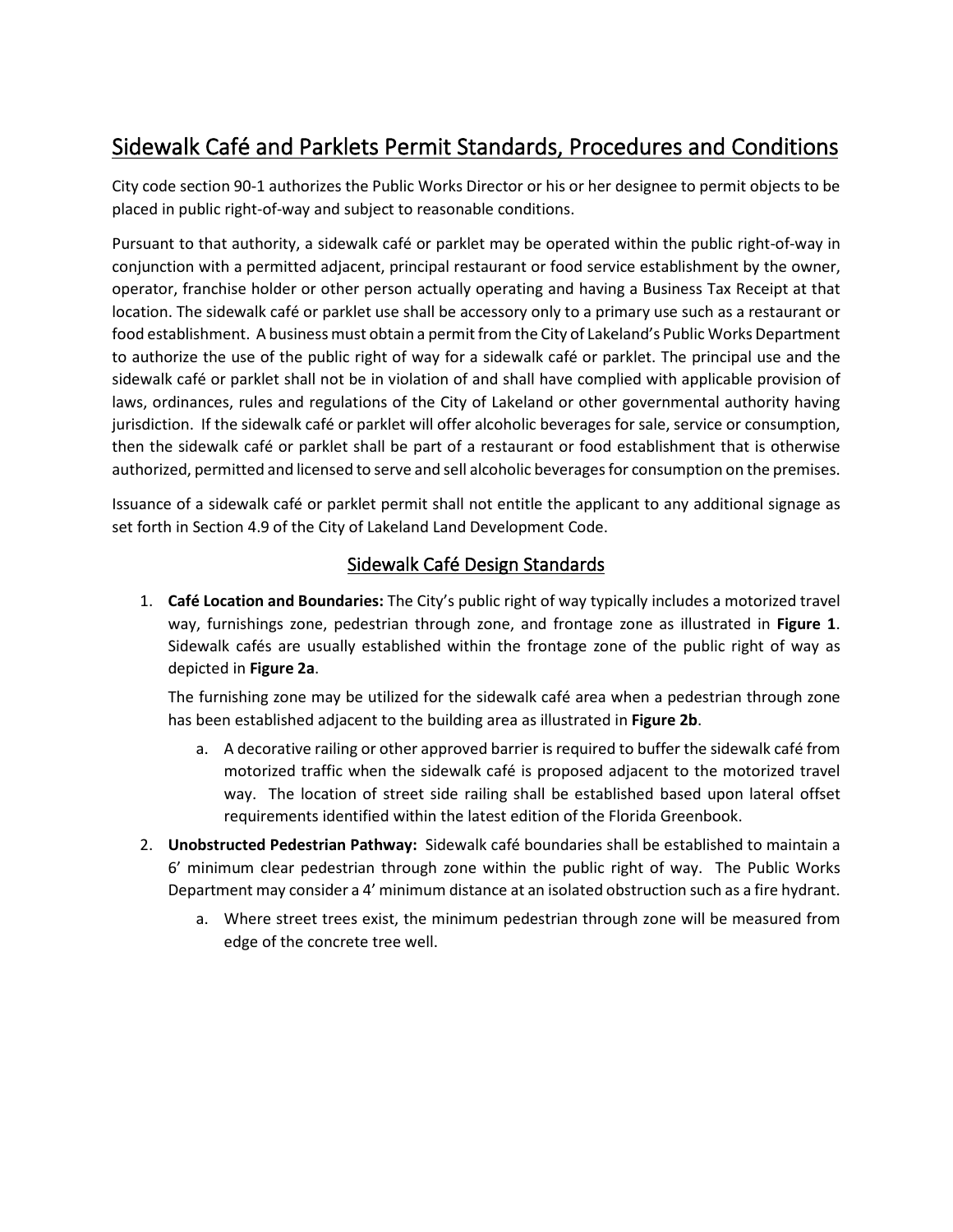# Sidewalk Café and Parklets Permit Standards, Procedures and Conditions

City code section 90-1 authorizes the Public Works Director or his or her designee to permit objects to be placed in public right-of-way and subject to reasonable conditions.

Pursuant to that authority, a sidewalk café or parklet may be operated within the public right-of-way in conjunction with a permitted adjacent, principal restaurant or food service establishment by the owner, operator, franchise holder or other person actually operating and having a Business Tax Receipt at that location. The sidewalk café or parklet use shall be accessory only to a primary use such as a restaurant or food establishment. A business must obtain a permit from the City of Lakeland's Public Works Department to authorize the use of the public right of way for a sidewalk café or parklet. The principal use and the sidewalk café or parklet shall not be in violation of and shall have complied with applicable provision of laws, ordinances, rules and regulations of the City of Lakeland or other governmental authority having jurisdiction. If the sidewalk café or parklet will offer alcoholic beverages for sale, service or consumption, then the sidewalk café or parklet shall be part of a restaurant or food establishment that is otherwise authorized, permitted and licensed to serve and sell alcoholic beverages for consumption on the premises.

Issuance of a sidewalk café or parklet permit shall not entitle the applicant to any additional signage as set forth in Section 4.9 of the City of Lakeland Land Development Code.

## Sidewalk Café Design Standards

1. **Café Location and Boundaries:** The City's public right of way typically includes a motorized travel way, furnishings zone, pedestrian through zone, and frontage zone as illustrated in **Figure 1**. Sidewalk cafés are usually established within the frontage zone of the public right of way as depicted in **Figure 2a**.

   The furnishing zone may be utilized for the sidewalk café area when a pedestrian through zone has been established adjacent to the building area as illustrated in **Figure 2b**.

   a. A decorative railing or other approved barrier is required to buffer the sidewalk café from motorized traffic when the sidewalk café is proposed adjacent to the motorized travel way. The location of street side railing shall be established based upon lateral offset requirements identified within the latest edition of the Florida Greenbook.

2. **Unobstructed Pedestrian Pathway:** Sidewalk café boundaries shall be established to maintain a 6' minimum clear pedestrian through zone within the public right of way. The Public Works Department may consider a 4' minimum distance at an isolated obstruction such as a fire hydrant.

   a. Where street trees exist, the minimum pedestrian through zone will be measured from edge of the concrete tree well.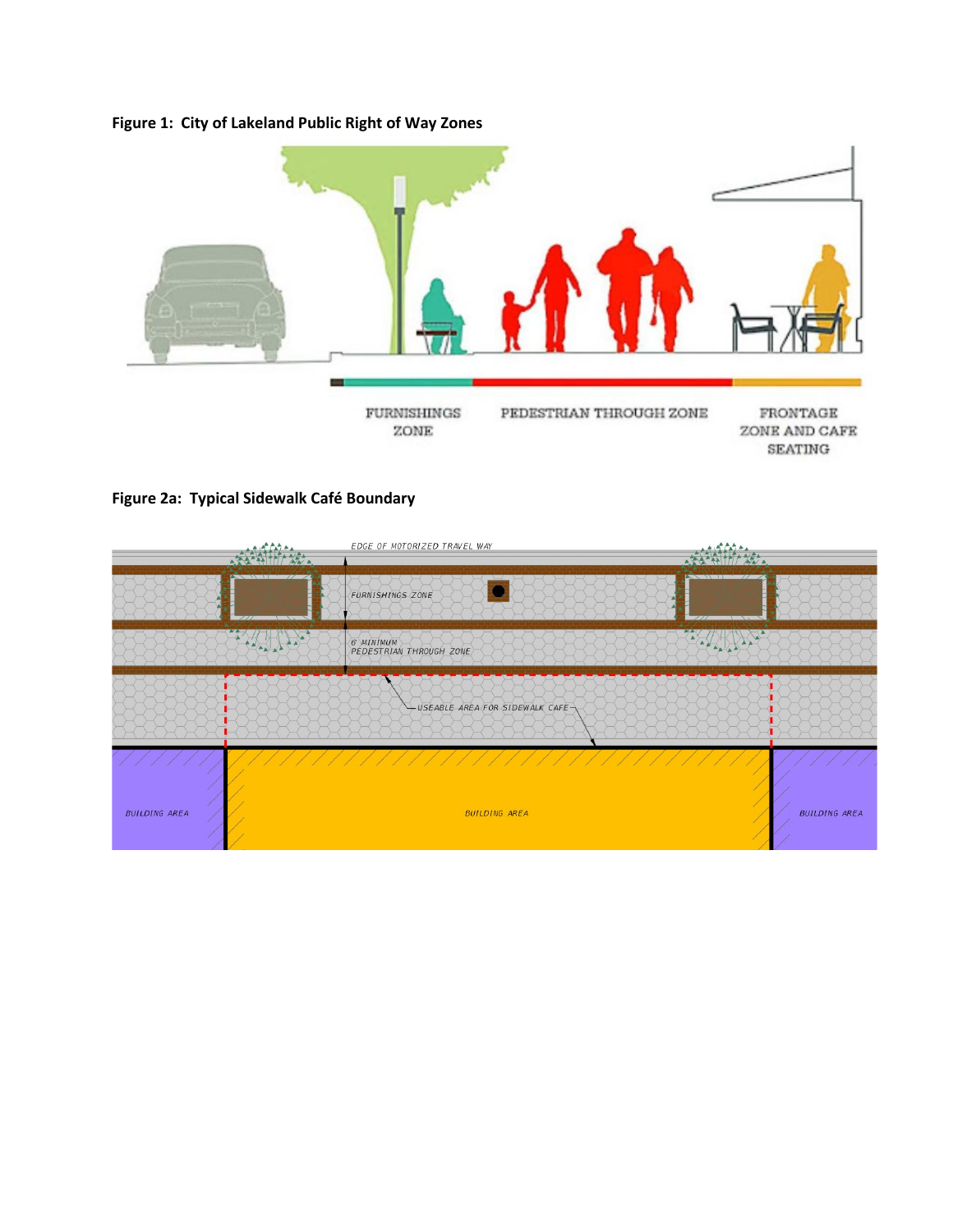**Figure 1: City of Lakeland Public Right of Way Zones**

FURNISHINGS ZONE

PEDESTRIAN THROUGH ZONE

FRONTAGE ZONE AND CAFE SEATING

**Figure 2a: Typical Sidewalk Café Boundary**

EDGE OF MOTORIZED TRAVEL WAY

FURNISHINGS ZONE

6' MINIMUM PEDESTRIAN THROUGH ZONE

USEABLE AREA FOR SIDEWALK CAFE

BUILDING AREA

BUILDING AREA

BUILDING AREA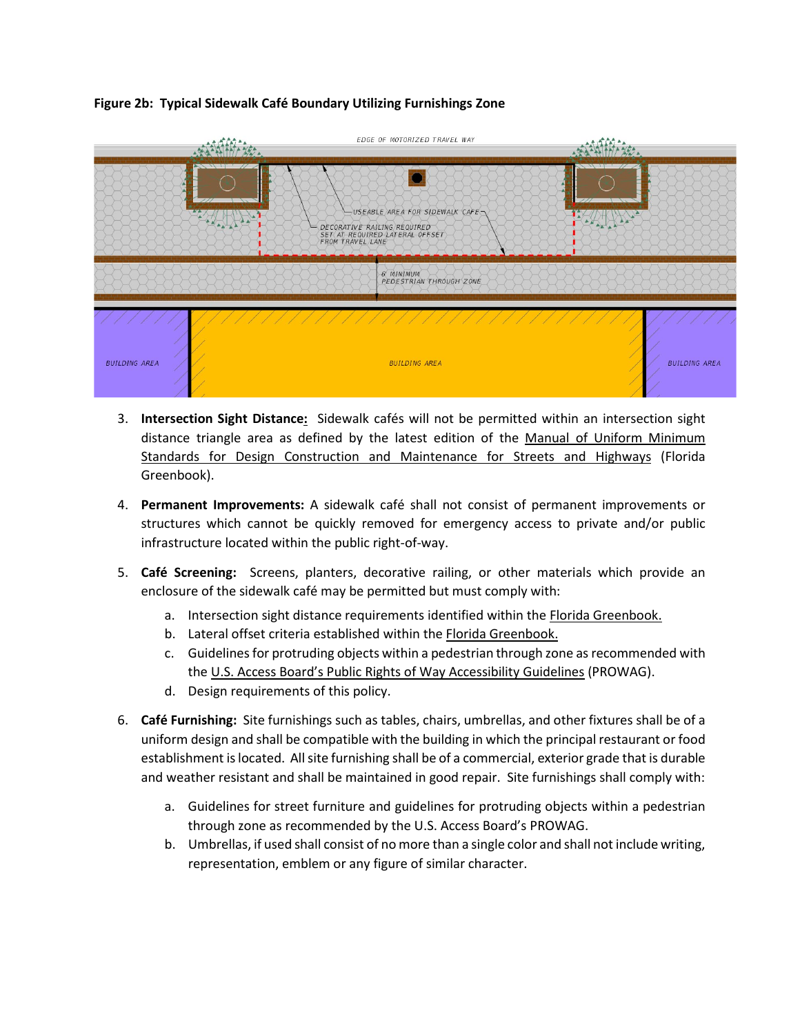**Figure 2b: Typical Sidewalk Café Boundary Utilizing Furnishings Zone**

3. **Intersection Sight Distance:** Sidewalk cafés will not be permitted within an intersection sight distance triangle area as defined by the latest edition of the Manual of Uniform Minimum Standards for Design Construction and Maintenance for Streets and Highways (Florida Greenbook).

4. **Permanent Improvements:** A sidewalk café shall not consist of permanent improvements or structures which cannot be quickly removed for emergency access to private and/or public infrastructure located within the public right-of-way.

5. **Café Screening:** Screens, planters, decorative railing, or other materials which provide an enclosure of the sidewalk café may be permitted but must comply with:

   a. Intersection sight distance requirements identified within the Florida Greenbook.
   b. Lateral offset criteria established within the Florida Greenbook.
   c. Guidelines for protruding objects within a pedestrian through zone as recommended with the U.S. Access Board's Public Rights of Way Accessibility Guidelines (PROWAG).
   d. Design requirements of this policy.

6. **Café Furnishing:** Site furnishings such as tables, chairs, umbrellas, and other fixtures shall be of a uniform design and shall be compatible with the building in which the principal restaurant or food establishment is located. All site furnishing shall be of a commercial, exterior grade that is durable and weather resistant and shall be maintained in good repair. Site furnishings shall comply with:

   a. Guidelines for street furniture and guidelines for protruding objects within a pedestrian through zone as recommended by the U.S. Access Board's PROWAG.
   b. Umbrellas, if used shall consist of no more than a single color and shall not include writing, representation, emblem or any figure of similar character.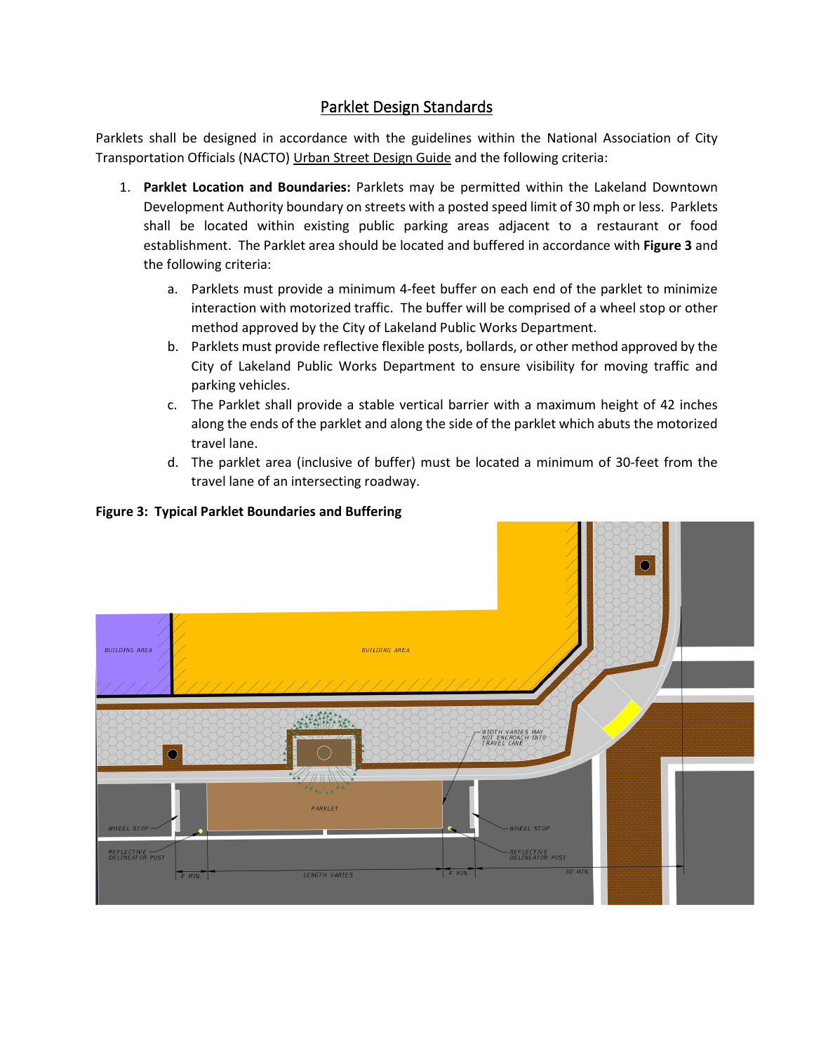## Parklet Design Standards

Parklets shall be designed in accordance with the guidelines within the National Association of City Transportation Officials (NACTO) Urban Street Design Guide and the following criteria:

1. **Parklet Location and Boundaries:** Parklets may be permitted within the Lakeland Downtown Development Authority boundary on streets with a posted speed limit of 30 mph or less. Parklets shall be located within existing public parking areas adjacent to a restaurant or food establishment. The Parklet area should be located and buffered in accordance with **Figure 3** and the following criteria:
   a. Parklets must provide a minimum 4-feet buffer on each end of the parklet to minimize interaction with motorized traffic. The buffer will be comprised of a wheel stop or other method approved by the City of Lakeland Public Works Department.
   b. Parklets must provide reflective flexible posts, bollards, or other method approved by the City of Lakeland Public Works Department to ensure visibility for moving traffic and parking vehicles.
   c. The Parklet shall provide a stable vertical barrier with a maximum height of 42 inches along the ends of the parklet and along the side of the parklet which abuts the motorized travel lane.
   d. The parklet area (inclusive of buffer) must be located a minimum of 30-feet from the travel lane of an intersecting roadway.

**Figure 3: Typical Parklet Boundaries and Buffering**

BUILDING AREA | BUILDING AREA | PARKLET | WIDTH VARIES MAY NOT ENCROACH INTO TRAVEL LANE | WHEEL STOP | WHEEL STOP | REFLECTIVE DELINEATOR POST | REFLECTIVE DELINEATOR POST | 4' MIN. | LENGTH VARIES | 4' MIN. | 30' MIN.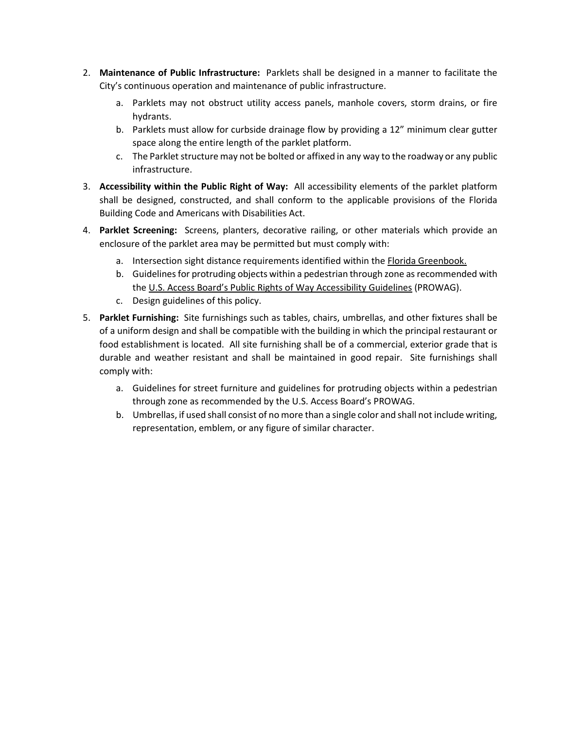2. **Maintenance of Public Infrastructure:** Parklets shall be designed in a manner to facilitate the City's continuous operation and maintenance of public infrastructure.
    a. Parklets may not obstruct utility access panels, manhole covers, storm drains, or fire hydrants.
    b. Parklets must allow for curbside drainage flow by providing a 12" minimum clear gutter space along the entire length of the parklet platform.
    c. The Parklet structure may not be bolted or affixed in any way to the roadway or any public infrastructure.
3. **Accessibility within the Public Right of Way:** All accessibility elements of the parklet platform shall be designed, constructed, and shall conform to the applicable provisions of the Florida Building Code and Americans with Disabilities Act.
4. **Parklet Screening:** Screens, planters, decorative railing, or other materials which provide an enclosure of the parklet area may be permitted but must comply with:
    a. Intersection sight distance requirements identified within the Florida Greenbook.
    b. Guidelines for protruding objects within a pedestrian through zone as recommended with the U.S. Access Board's Public Rights of Way Accessibility Guidelines (PROWAG).
    c. Design guidelines of this policy.
5. **Parklet Furnishing:** Site furnishings such as tables, chairs, umbrellas, and other fixtures shall be of a uniform design and shall be compatible with the building in which the principal restaurant or food establishment is located. All site furnishing shall be of a commercial, exterior grade that is durable and weather resistant and shall be maintained in good repair. Site furnishings shall comply with:
    a. Guidelines for street furniture and guidelines for protruding objects within a pedestrian through zone as recommended by the U.S. Access Board's PROWAG.
    b. Umbrellas, if used shall consist of no more than a single color and shall not include writing, representation, emblem, or any figure of similar character.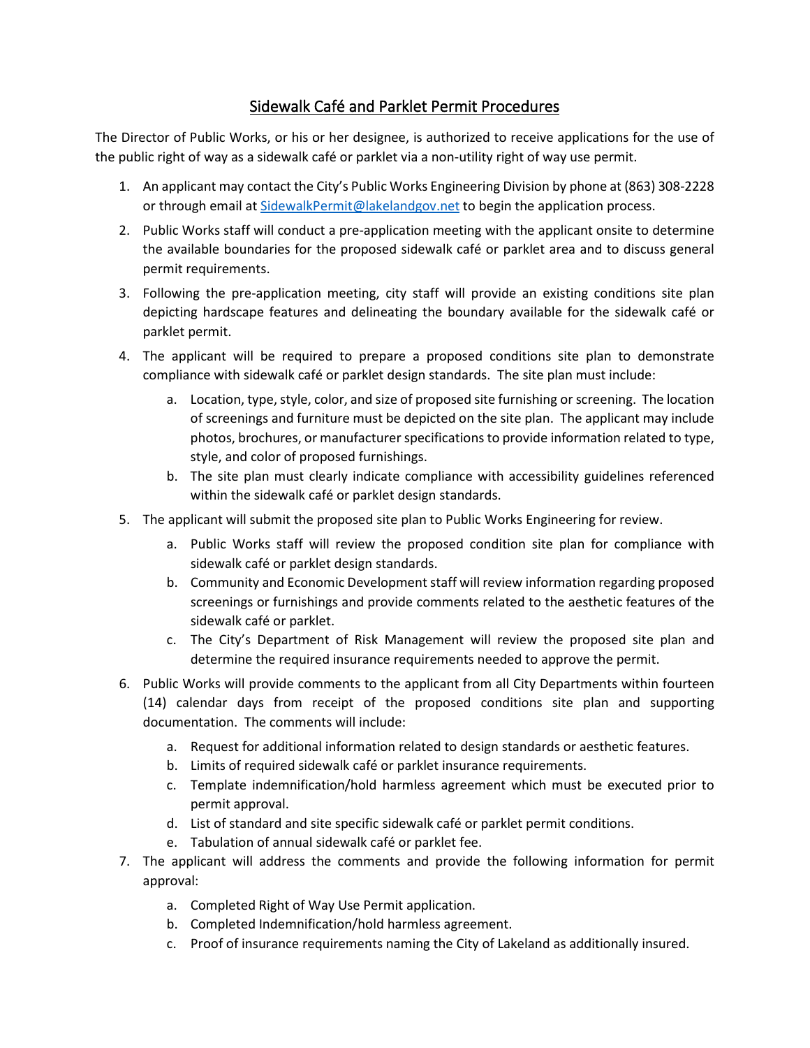## Sidewalk Café and Parklet Permit Procedures

The Director of Public Works, or his or her designee, is authorized to receive applications for the use of the public right of way as a sidewalk café or parklet via a non-utility right of way use permit.

1. An applicant may contact the City's Public Works Engineering Division by phone at (863) 308-2228 or through email at SidewalkPermit@lakelandgov.net to begin the application process.
2. Public Works staff will conduct a pre-application meeting with the applicant onsite to determine the available boundaries for the proposed sidewalk café or parklet area and to discuss general permit requirements.
3. Following the pre-application meeting, city staff will provide an existing conditions site plan depicting hardscape features and delineating the boundary available for the sidewalk café or parklet permit.
4. The applicant will be required to prepare a proposed conditions site plan to demonstrate compliance with sidewalk café or parklet design standards. The site plan must include:
   a. Location, type, style, color, and size of proposed site furnishing or screening. The location of screenings and furniture must be depicted on the site plan. The applicant may include photos, brochures, or manufacturer specifications to provide information related to type, style, and color of proposed furnishings.
   b. The site plan must clearly indicate compliance with accessibility guidelines referenced within the sidewalk café or parklet design standards.
5. The applicant will submit the proposed site plan to Public Works Engineering for review.
   a. Public Works staff will review the proposed condition site plan for compliance with sidewalk café or parklet design standards.
   b. Community and Economic Development staff will review information regarding proposed screenings or furnishings and provide comments related to the aesthetic features of the sidewalk café or parklet.
   c. The City's Department of Risk Management will review the proposed site plan and determine the required insurance requirements needed to approve the permit.
6. Public Works will provide comments to the applicant from all City Departments within fourteen (14) calendar days from receipt of the proposed conditions site plan and supporting documentation. The comments will include:
   a. Request for additional information related to design standards or aesthetic features.
   b. Limits of required sidewalk café or parklet insurance requirements.
   c. Template indemnification/hold harmless agreement which must be executed prior to permit approval.
   d. List of standard and site specific sidewalk café or parklet permit conditions.
   e. Tabulation of annual sidewalk café or parklet fee.
7. The applicant will address the comments and provide the following information for permit approval:
   a. Completed Right of Way Use Permit application.
   b. Completed Indemnification/hold harmless agreement.
   c. Proof of insurance requirements naming the City of Lakeland as additionally insured.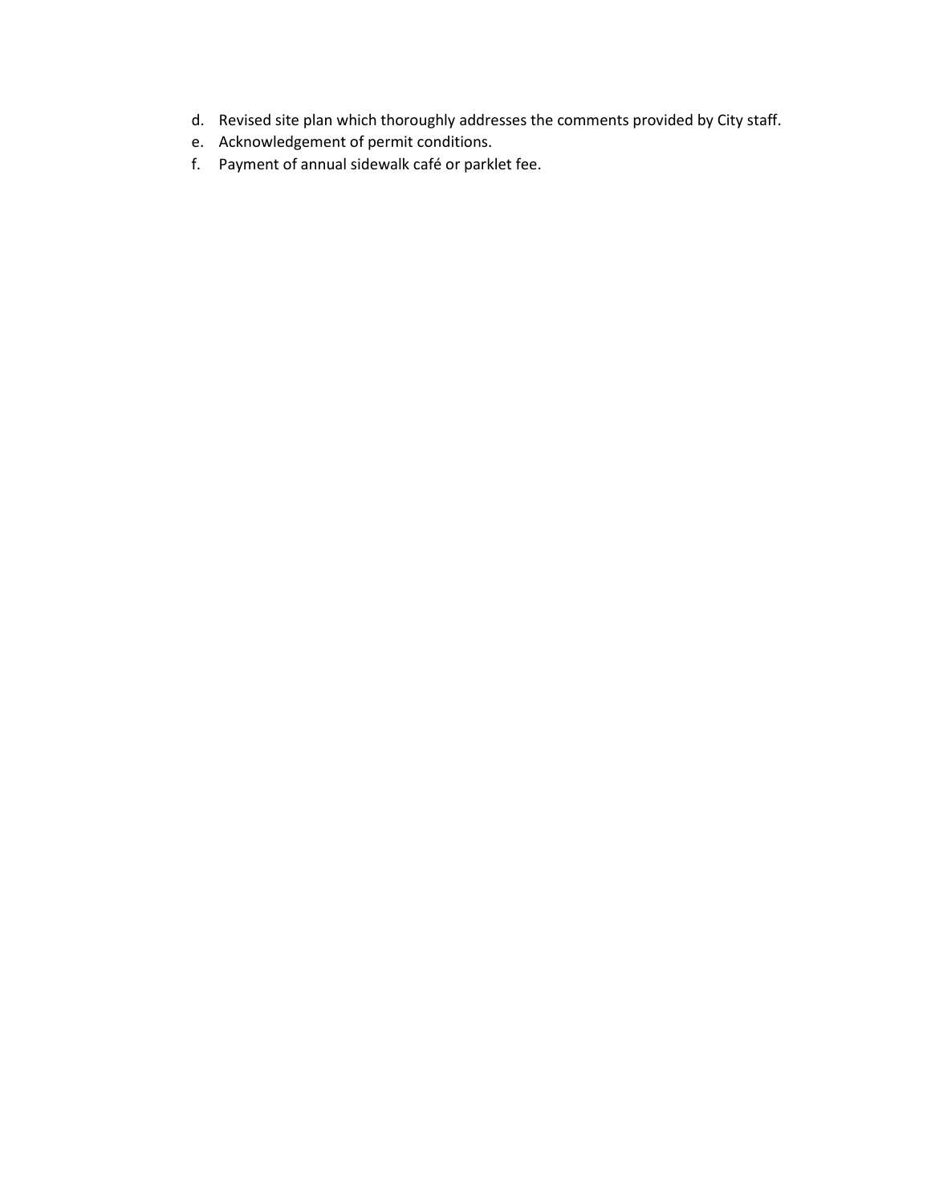d. Revised site plan which thoroughly addresses the comments provided by City staff.
e. Acknowledgement of permit conditions.
f. Payment of annual sidewalk café or parklet fee.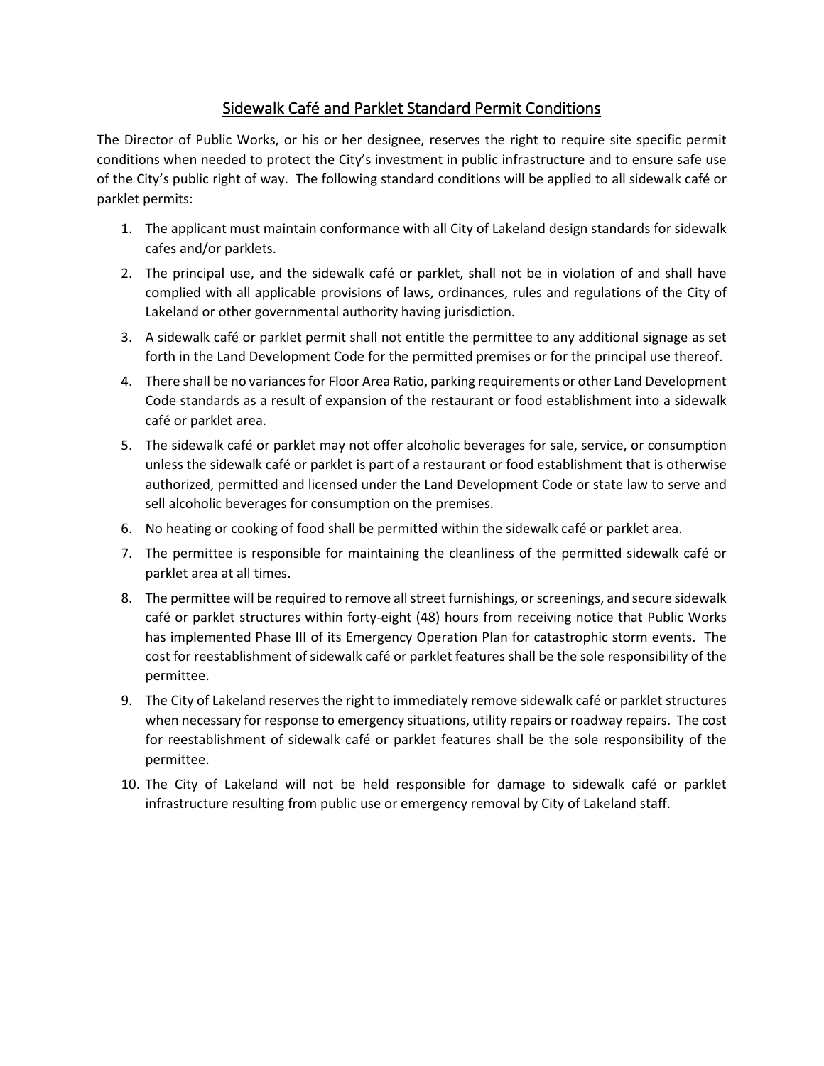## Sidewalk Café and Parklet Standard Permit Conditions

The Director of Public Works, or his or her designee, reserves the right to require site specific permit conditions when needed to protect the City's investment in public infrastructure and to ensure safe use of the City's public right of way. The following standard conditions will be applied to all sidewalk café or parklet permits:

1. The applicant must maintain conformance with all City of Lakeland design standards for sidewalk cafes and/or parklets.
2. The principal use, and the sidewalk café or parklet, shall not be in violation of and shall have complied with all applicable provisions of laws, ordinances, rules and regulations of the City of Lakeland or other governmental authority having jurisdiction.
3. A sidewalk café or parklet permit shall not entitle the permittee to any additional signage as set forth in the Land Development Code for the permitted premises or for the principal use thereof.
4. There shall be no variances for Floor Area Ratio, parking requirements or other Land Development Code standards as a result of expansion of the restaurant or food establishment into a sidewalk café or parklet area.
5. The sidewalk café or parklet may not offer alcoholic beverages for sale, service, or consumption unless the sidewalk café or parklet is part of a restaurant or food establishment that is otherwise authorized, permitted and licensed under the Land Development Code or state law to serve and sell alcoholic beverages for consumption on the premises.
6. No heating or cooking of food shall be permitted within the sidewalk café or parklet area.
7. The permittee is responsible for maintaining the cleanliness of the permitted sidewalk café or parklet area at all times.
8. The permittee will be required to remove all street furnishings, or screenings, and secure sidewalk café or parklet structures within forty-eight (48) hours from receiving notice that Public Works has implemented Phase III of its Emergency Operation Plan for catastrophic storm events. The cost for reestablishment of sidewalk café or parklet features shall be the sole responsibility of the permittee.
9. The City of Lakeland reserves the right to immediately remove sidewalk café or parklet structures when necessary for response to emergency situations, utility repairs or roadway repairs. The cost for reestablishment of sidewalk café or parklet features shall be the sole responsibility of the permittee.
10. The City of Lakeland will not be held responsible for damage to sidewalk café or parklet infrastructure resulting from public use or emergency removal by City of Lakeland staff.